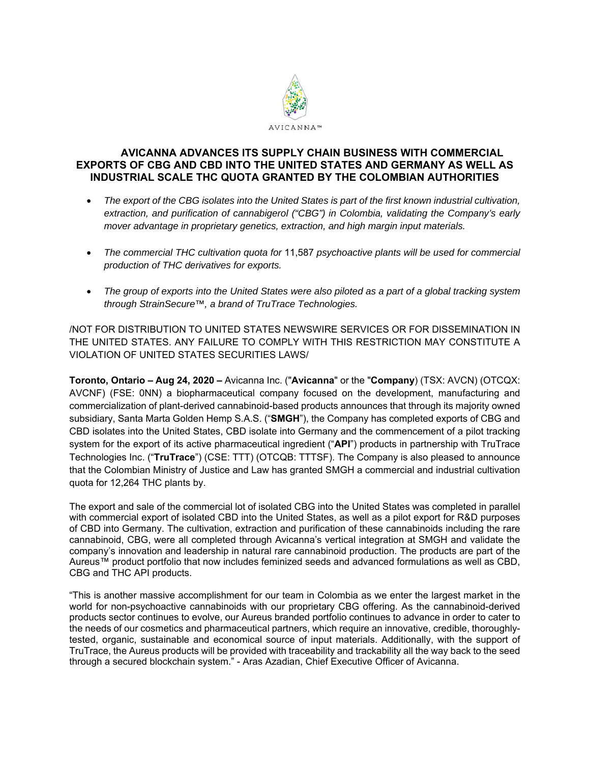AVICANNA™

# AVICANNA ADVANCES ITS SUPPLY CHAIN BUSINESS WITH COMMERCIAL EXPORTS OF CBG AND CBD INTO THE UNITED STATES AND GERMANY AS WELL AS INDUSTRIAL SCALE THC QUOTA GRANTED BY THE COLOMBIAN AUTHORITIES

- *The export of the CBG isolates into the United States is part of the first known industrial cultivation, extraction, and purification of cannabigerol ("CBG") in Colombia, validating the Company's early mover advantage in proprietary genetics, extraction, and high margin input materials.*
- *The commercial THC cultivation quota for* 11,587 *psychoactive plants will be used for commercial production of THC derivatives for exports.*
- *The group of exports into the United States were also piloted as a part of a global tracking system through StrainSecure™, a brand of TruTrace Technologies.*

/NOT FOR DISTRIBUTION TO UNITED STATES NEWSWIRE SERVICES OR FOR DISSEMINATION IN THE UNITED STATES. ANY FAILURE TO COMPLY WITH THIS RESTRICTION MAY CONSTITUTE A VIOLATION OF UNITED STATES SECURITIES LAWS/

**Toronto, Ontario – Aug 24, 2020 –** Avicanna Inc. ("**Avicanna**" or the "**Company**) (TSX: AVCN) (OTCQX: AVCNF) (FSE: 0NN) a biopharmaceutical company focused on the development, manufacturing and commercialization of plant-derived cannabinoid-based products announces that through its majority owned subsidiary, Santa Marta Golden Hemp S.A.S. ("**SMGH**"), the Company has completed exports of CBG and CBD isolates into the United States, CBD isolate into Germany and the commencement of a pilot tracking system for the export of its active pharmaceutical ingredient ("**API**") products in partnership with TruTrace Technologies Inc. ("**TruTrace**") (CSE: TTT) (OTCQB: TTTSF). The Company is also pleased to announce that the Colombian Ministry of Justice and Law has granted SMGH a commercial and industrial cultivation quota for 12,264 THC plants by.

The export and sale of the commercial lot of isolated CBG into the United States was completed in parallel with commercial export of isolated CBD into the United States, as well as a pilot export for R&D purposes of CBD into Germany. The cultivation, extraction and purification of these cannabinoids including the rare cannabinoid, CBG, were all completed through Avicanna's vertical integration at SMGH and validate the company's innovation and leadership in natural rare cannabinoid production. The products are part of the Aureus™ product portfolio that now includes feminized seeds and advanced formulations as well as CBD, CBG and THC API products.

"This is another massive accomplishment for our team in Colombia as we enter the largest market in the world for non-psychoactive cannabinoids with our proprietary CBG offering. As the cannabinoid-derived products sector continues to evolve, our Aureus branded portfolio continues to advance in order to cater to the needs of our cosmetics and pharmaceutical partners, which require an innovative, credible, thoroughly-tested, organic, sustainable and economical source of input materials. Additionally, with the support of TruTrace, the Aureus products will be provided with traceability and trackability all the way back to the seed through a secured blockchain system." - Aras Azadian, Chief Executive Officer of Avicanna.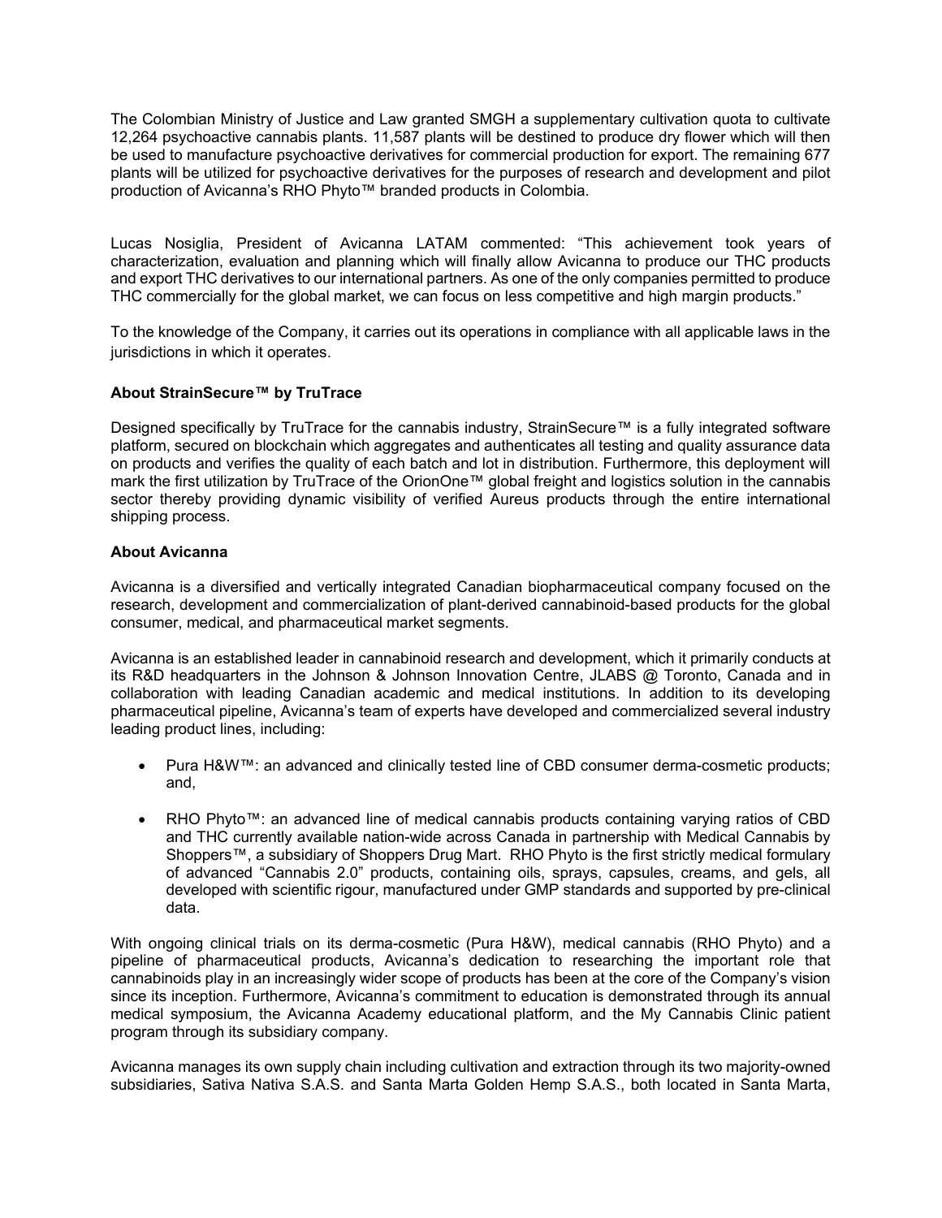The Colombian Ministry of Justice and Law granted SMGH a supplementary cultivation quota to cultivate 12,264 psychoactive cannabis plants. 11,587 plants will be destined to produce dry flower which will then be used to manufacture psychoactive derivatives for commercial production for export. The remaining 677 plants will be utilized for psychoactive derivatives for the purposes of research and development and pilot production of Avicanna's RHO Phyto™ branded products in Colombia.

Lucas Nosiglia, President of Avicanna LATAM commented: "This achievement took years of characterization, evaluation and planning which will finally allow Avicanna to produce our THC products and export THC derivatives to our international partners. As one of the only companies permitted to produce THC commercially for the global market, we can focus on less competitive and high margin products."

To the knowledge of the Company, it carries out its operations in compliance with all applicable laws in the jurisdictions in which it operates.

**About StrainSecure™ by TruTrace**

Designed specifically by TruTrace for the cannabis industry, StrainSecure™ is a fully integrated software platform, secured on blockchain which aggregates and authenticates all testing and quality assurance data on products and verifies the quality of each batch and lot in distribution. Furthermore, this deployment will mark the first utilization by TruTrace of the OrionOne™ global freight and logistics solution in the cannabis sector thereby providing dynamic visibility of verified Aureus products through the entire international shipping process.

**About Avicanna**

Avicanna is a diversified and vertically integrated Canadian biopharmaceutical company focused on the research, development and commercialization of plant-derived cannabinoid-based products for the global consumer, medical, and pharmaceutical market segments.

Avicanna is an established leader in cannabinoid research and development, which it primarily conducts at its R&D headquarters in the Johnson & Johnson Innovation Centre, JLABS @ Toronto, Canada and in collaboration with leading Canadian academic and medical institutions. In addition to its developing pharmaceutical pipeline, Avicanna's team of experts have developed and commercialized several industry leading product lines, including:

- Pura H&W™: an advanced and clinically tested line of CBD consumer derma-cosmetic products; and,
- RHO Phyto™: an advanced line of medical cannabis products containing varying ratios of CBD and THC currently available nation-wide across Canada in partnership with Medical Cannabis by Shoppers™, a subsidiary of Shoppers Drug Mart. RHO Phyto is the first strictly medical formulary of advanced "Cannabis 2.0" products, containing oils, sprays, capsules, creams, and gels, all developed with scientific rigour, manufactured under GMP standards and supported by pre-clinical data.

With ongoing clinical trials on its derma-cosmetic (Pura H&W), medical cannabis (RHO Phyto) and a pipeline of pharmaceutical products, Avicanna's dedication to researching the important role that cannabinoids play in an increasingly wider scope of products has been at the core of the Company's vision since its inception. Furthermore, Avicanna's commitment to education is demonstrated through its annual medical symposium, the Avicanna Academy educational platform, and the My Cannabis Clinic patient program through its subsidiary company.

Avicanna manages its own supply chain including cultivation and extraction through its two majority-owned subsidiaries, Sativa Nativa S.A.S. and Santa Marta Golden Hemp S.A.S., both located in Santa Marta,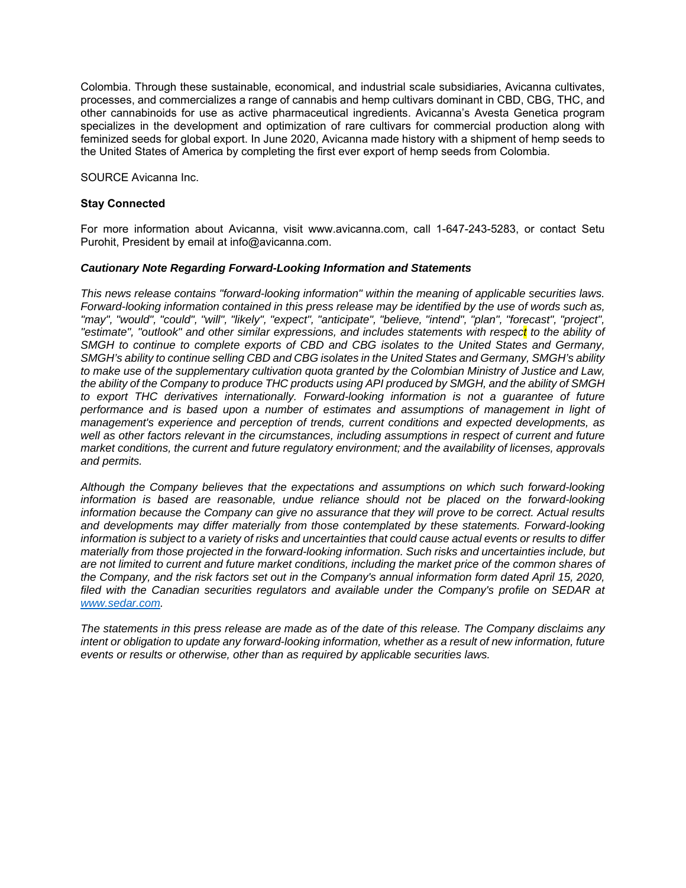Colombia. Through these sustainable, economical, and industrial scale subsidiaries, Avicanna cultivates, processes, and commercializes a range of cannabis and hemp cultivars dominant in CBD, CBG, THC, and other cannabinoids for use as active pharmaceutical ingredients. Avicanna's Avesta Genetica program specializes in the development and optimization of rare cultivars for commercial production along with feminized seeds for global export. In June 2020, Avicanna made history with a shipment of hemp seeds to the United States of America by completing the first ever export of hemp seeds from Colombia.

SOURCE Avicanna Inc.

**Stay Connected**

For more information about Avicanna, visit www.avicanna.com, call 1-647-243-5283, or contact Setu Purohit, President by email at info@avicanna.com.

***Cautionary Note Regarding Forward-Looking Information and Statements***

*This news release contains "forward-looking information" within the meaning of applicable securities laws. Forward-looking information contained in this press release may be identified by the use of words such as, "may", "would", "could", "will", "likely", "expect", "anticipate", "believe, "intend", "plan", "forecast", "project", "estimate", "outlook" and other similar expressions, and includes statements with respect to the ability of SMGH to continue to complete exports of CBD and CBG isolates to the United States and Germany, SMGH's ability to continue selling CBD and CBG isolates in the United States and Germany, SMGH's ability to make use of the supplementary cultivation quota granted by the Colombian Ministry of Justice and Law, the ability of the Company to produce THC products using API produced by SMGH, and the ability of SMGH to export THC derivatives internationally. Forward-looking information is not a guarantee of future performance and is based upon a number of estimates and assumptions of management in light of management's experience and perception of trends, current conditions and expected developments, as well as other factors relevant in the circumstances, including assumptions in respect of current and future market conditions, the current and future regulatory environment; and the availability of licenses, approvals and permits.*

*Although the Company believes that the expectations and assumptions on which such forward-looking information is based are reasonable, undue reliance should not be placed on the forward-looking information because the Company can give no assurance that they will prove to be correct. Actual results and developments may differ materially from those contemplated by these statements. Forward-looking information is subject to a variety of risks and uncertainties that could cause actual events or results to differ materially from those projected in the forward-looking information. Such risks and uncertainties include, but are not limited to current and future market conditions, including the market price of the common shares of the Company, and the risk factors set out in the Company's annual information form dated April 15, 2020, filed with the Canadian securities regulators and available under the Company's profile on SEDAR at www.sedar.com.*

*The statements in this press release are made as of the date of this release. The Company disclaims any intent or obligation to update any forward-looking information, whether as a result of new information, future events or results or otherwise, other than as required by applicable securities laws.*